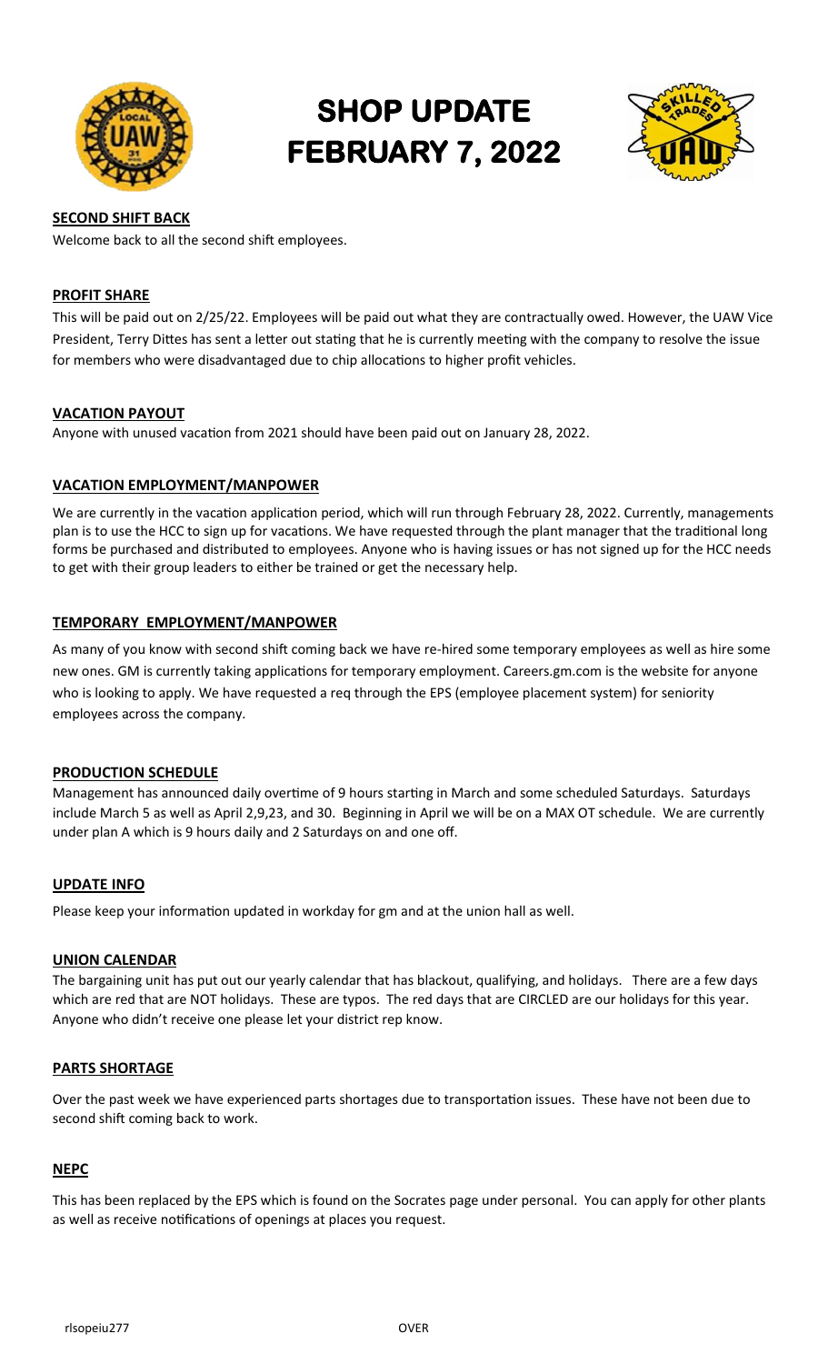# SHOP UPDATE FEBRUARY 7, 2022

**SECOND SHIFT BACK**

Welcome back to all the second shift employees.

**PROFIT SHARE**

This will be paid out on 2/25/22. Employees will be paid out what they are contractually owed. However, the UAW Vice President, Terry Dittes has sent a letter out stating that he is currently meeting with the company to resolve the issue for members who were disadvantaged due to chip allocations to higher profit vehicles.

**VACATION PAYOUT**

Anyone with unused vacation from 2021 should have been paid out on January 28, 2022.

**VACATION EMPLOYMENT/MANPOWER**

We are currently in the vacation application period, which will run through February 28, 2022. Currently, managements plan is to use the HCC to sign up for vacations. We have requested through the plant manager that the traditional long forms be purchased and distributed to employees. Anyone who is having issues or has not signed up for the HCC needs to get with their group leaders to either be trained or get the necessary help.

**TEMPORARY EMPLOYMENT/MANPOWER**

As many of you know with second shift coming back we have re-hired some temporary employees as well as hire some new ones. GM is currently taking applications for temporary employment. Careers.gm.com is the website for anyone who is looking to apply. We have requested a req through the EPS (employee placement system) for seniority employees across the company.

**PRODUCTION SCHEDULE**

Management has announced daily overtime of 9 hours starting in March and some scheduled Saturdays. Saturdays include March 5 as well as April 2,9,23, and 30. Beginning in April we will be on a MAX OT schedule. We are currently under plan A which is 9 hours daily and 2 Saturdays on and one off.

**UPDATE INFO**

Please keep your information updated in workday for gm and at the union hall as well.

**UNION CALENDAR**

The bargaining unit has put out our yearly calendar that has blackout, qualifying, and holidays. There are a few days which are red that are NOT holidays. These are typos. The red days that are CIRCLED are our holidays for this year. Anyone who didn't receive one please let your district rep know.

**PARTS SHORTAGE**

Over the past week we have experienced parts shortages due to transportation issues. These have not been due to second shift coming back to work.

**NEPC**

This has been replaced by the EPS which is found on the Socrates page under personal. You can apply for other plants as well as receive notifications of openings at places you request.

rlsopeiu277 OVER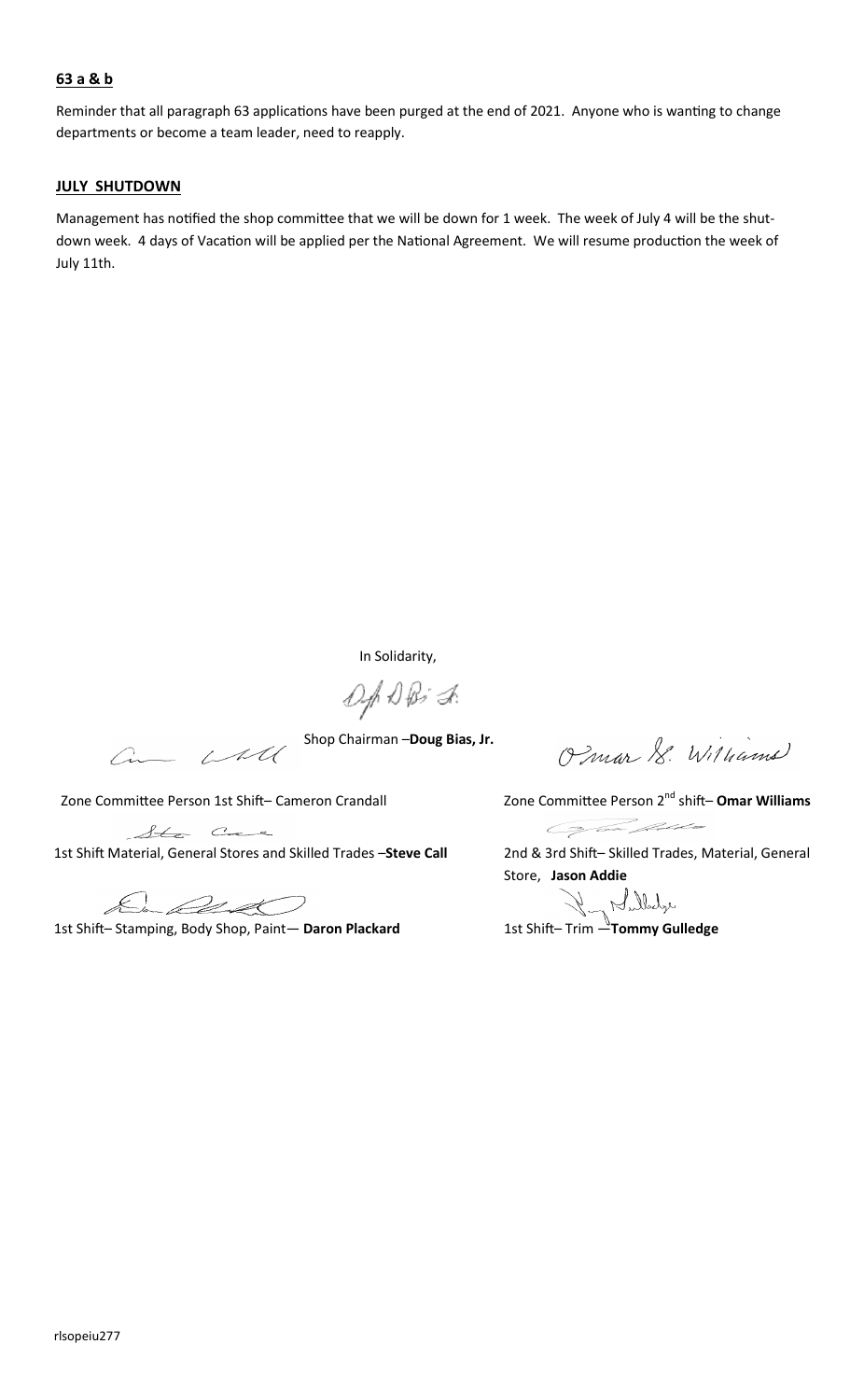## 63 a & b

Reminder that all paragraph 63 applications have been purged at the end of 2021. Anyone who is wanting to change departments or become a team leader, need to reapply.

## JULY SHUTDOWN

Management has notified the shop committee that we will be down for 1 week. The week of July 4 will be the shut-down week. 4 days of Vacation will be applied per the National Agreement. We will resume production the week of July 11th.

In Solidarity,

Shop Chairman –**Doug Bias, Jr.**

Zone Committee Person 1st Shift– Cameron Crandall

Zone Committee Person 2nd shift– **Omar Williams**

1st Shift Material, General Stores and Skilled Trades –**Steve Call**

2nd & 3rd Shift– Skilled Trades, Material, General Store, **Jason Addie**

1st Shift– Stamping, Body Shop, Paint— **Daron Plackard**

1st Shift– Trim —**Tommy Gulledge**

rlsopeiu277